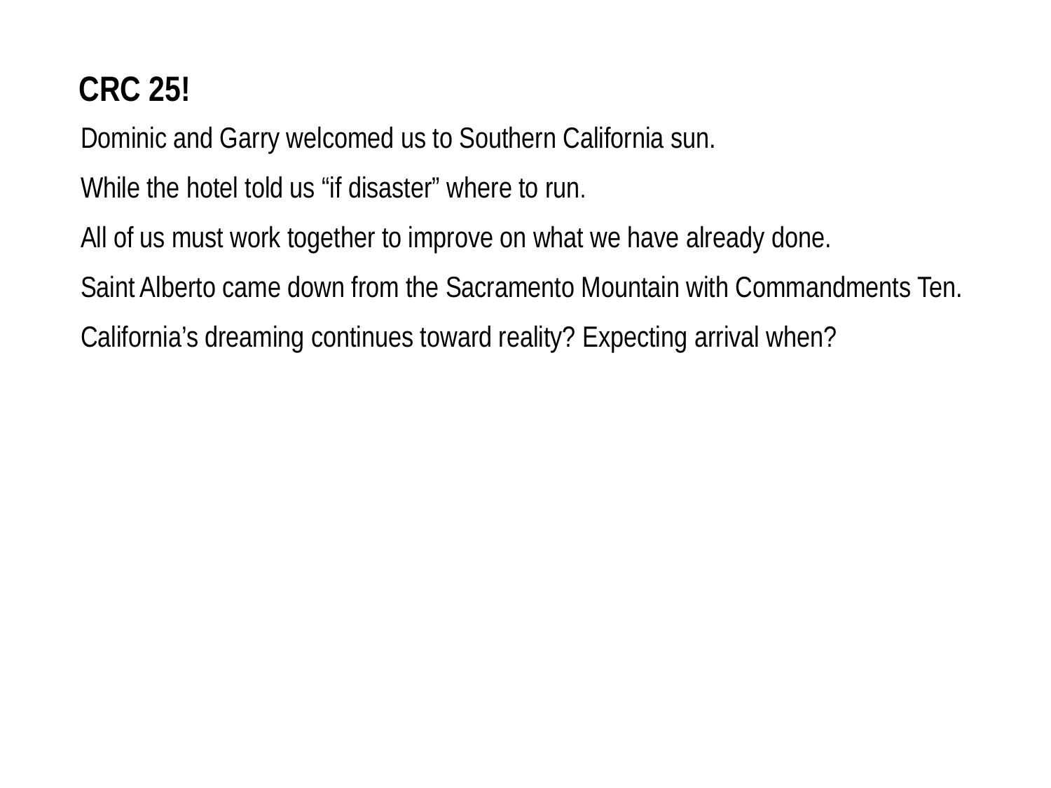# CRC 25!

Dominic and Garry welcomed us to Southern California sun.

While the hotel told us “if disaster” where to run.

All of us must work together to improve on what we have already done.

Saint Alberto came down from the Sacramento Mountain with Commandments Ten.

California’s dreaming continues toward reality? Expecting arrival when?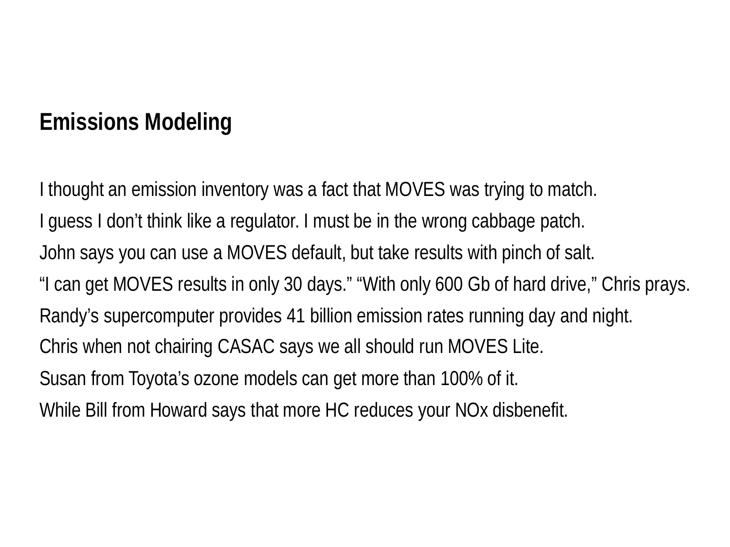## Emissions Modeling

I thought an emission inventory was a fact that MOVES was trying to match.

I guess I don't think like a regulator. I must be in the wrong cabbage patch.

John says you can use a MOVES default, but take results with pinch of salt.

"I can get MOVES results in only 30 days." "With only 600 Gb of hard drive," Chris prays.

Randy's supercomputer provides 41 billion emission rates running day and night.

Chris when not chairing CASAC says we all should run MOVES Lite.

Susan from Toyota's ozone models can get more than 100% of it.

While Bill from Howard says that more HC reduces your NOx disbenefit.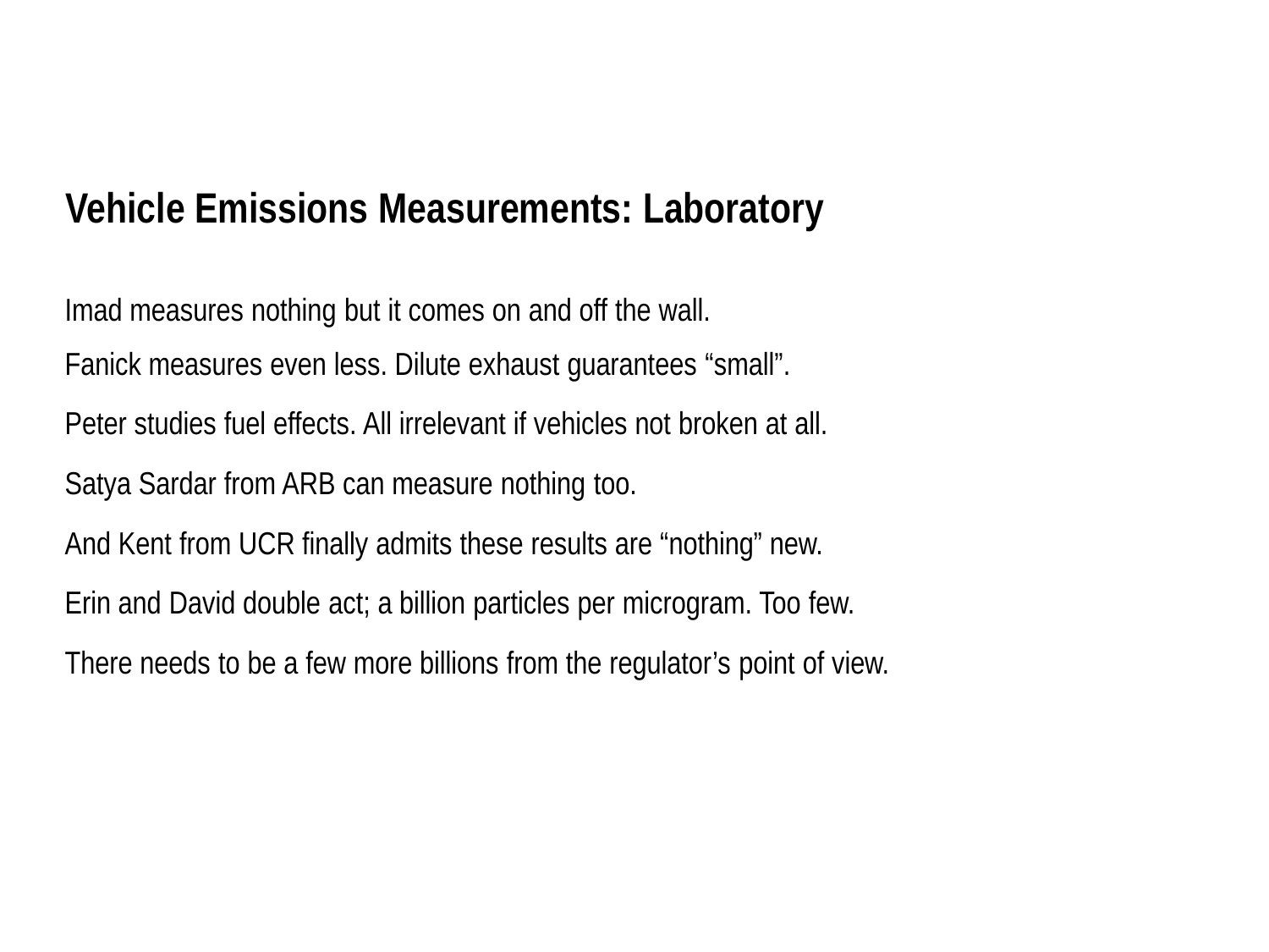## Vehicle Emissions Measurements: Laboratory

Imad measures nothing but it comes on and off the wall.

Fanick measures even less. Dilute exhaust guarantees “small”.

Peter studies fuel effects. All irrelevant if vehicles not broken at all.

Satya Sardar from ARB can measure nothing too.

And Kent from UCR finally admits these results are “nothing” new.

Erin and David double act; a billion particles per microgram. Too few.

There needs to be a few more billions from the regulator’s point of view.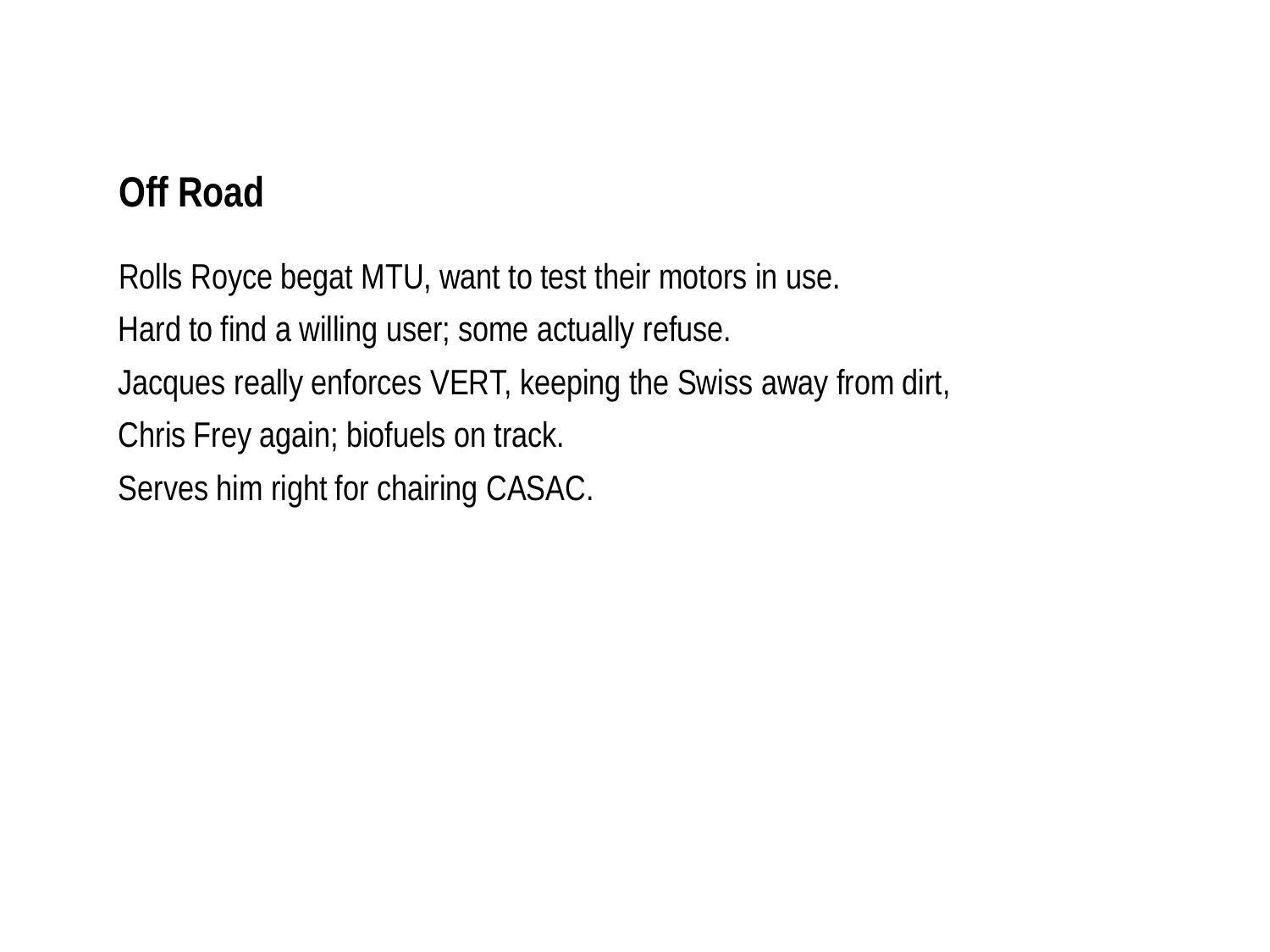## Off Road

Rolls Royce begat MTU, want to test their motors in use.

Hard to find a willing user; some actually refuse.

Jacques really enforces VERT, keeping the Swiss away from dirt,

Chris Frey again; biofuels on track.

Serves him right for chairing CASAC.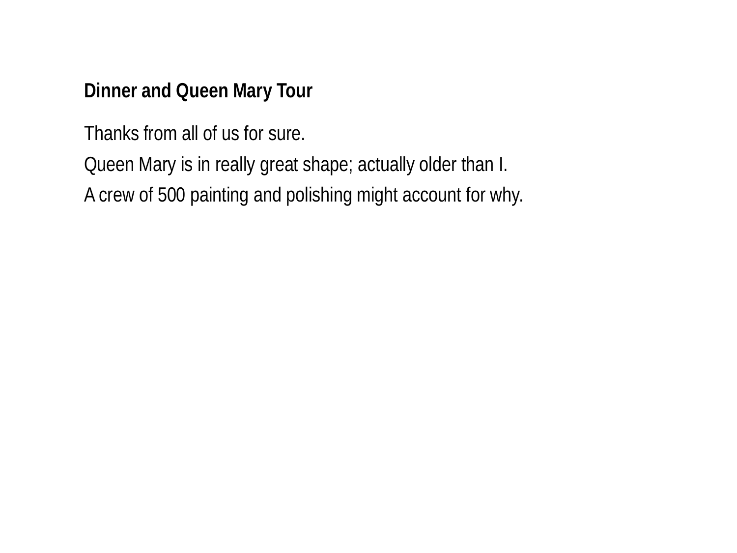**Dinner and Queen Mary Tour**

Thanks from all of us for sure.

Queen Mary is in really great shape; actually older than I.

A crew of 500 painting and polishing might account for why.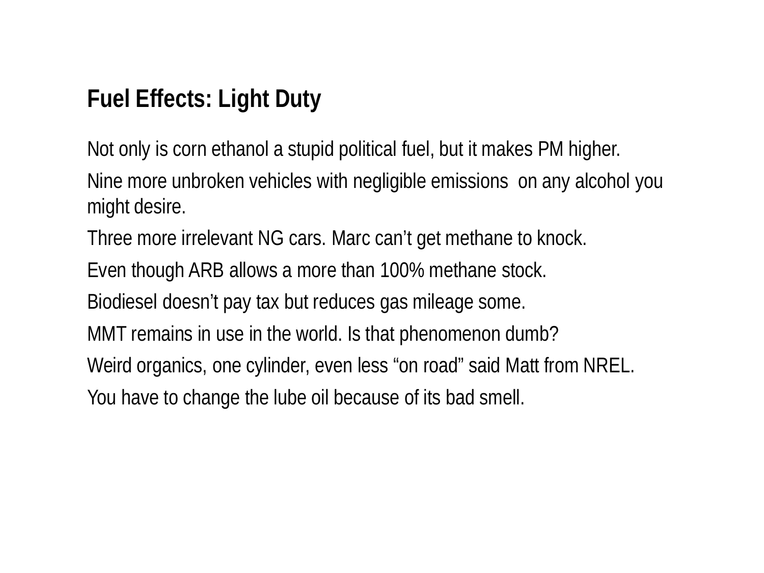## Fuel Effects: Light Duty

Not only is corn ethanol a stupid political fuel, but it makes PM higher.

Nine more unbroken vehicles with negligible emissions on any alcohol you might desire.

Three more irrelevant NG cars. Marc can't get methane to knock.

Even though ARB allows a more than 100% methane stock.

Biodiesel doesn't pay tax but reduces gas mileage some.

MMT remains in use in the world. Is that phenomenon dumb?

Weird organics, one cylinder, even less "on road" said Matt from NREL.

You have to change the lube oil because of its bad smell.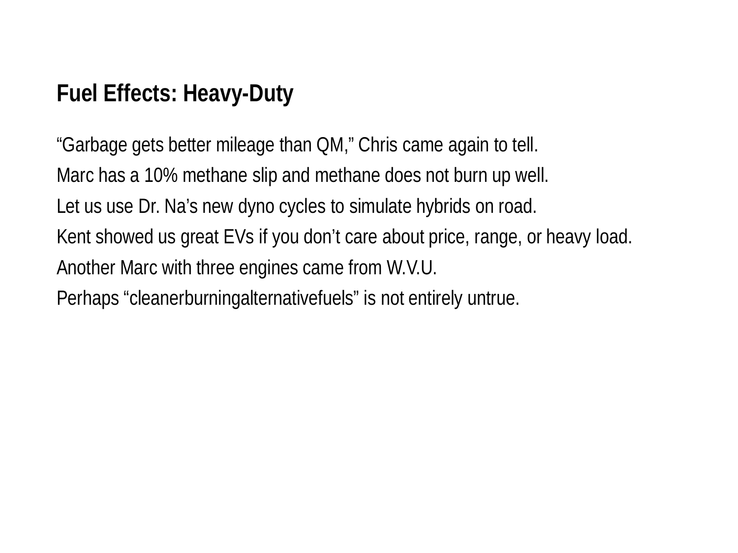## Fuel Effects: Heavy-Duty

"Garbage gets better mileage than QM," Chris came again to tell.

Marc has a 10% methane slip and methane does not burn up well.

Let us use Dr. Na's new dyno cycles to simulate hybrids on road.

Kent showed us great EVs if you don't care about price, range, or heavy load.

Another Marc with three engines came from W.V.U.

Perhaps "cleanerburningalternativefuels" is not entirely untrue.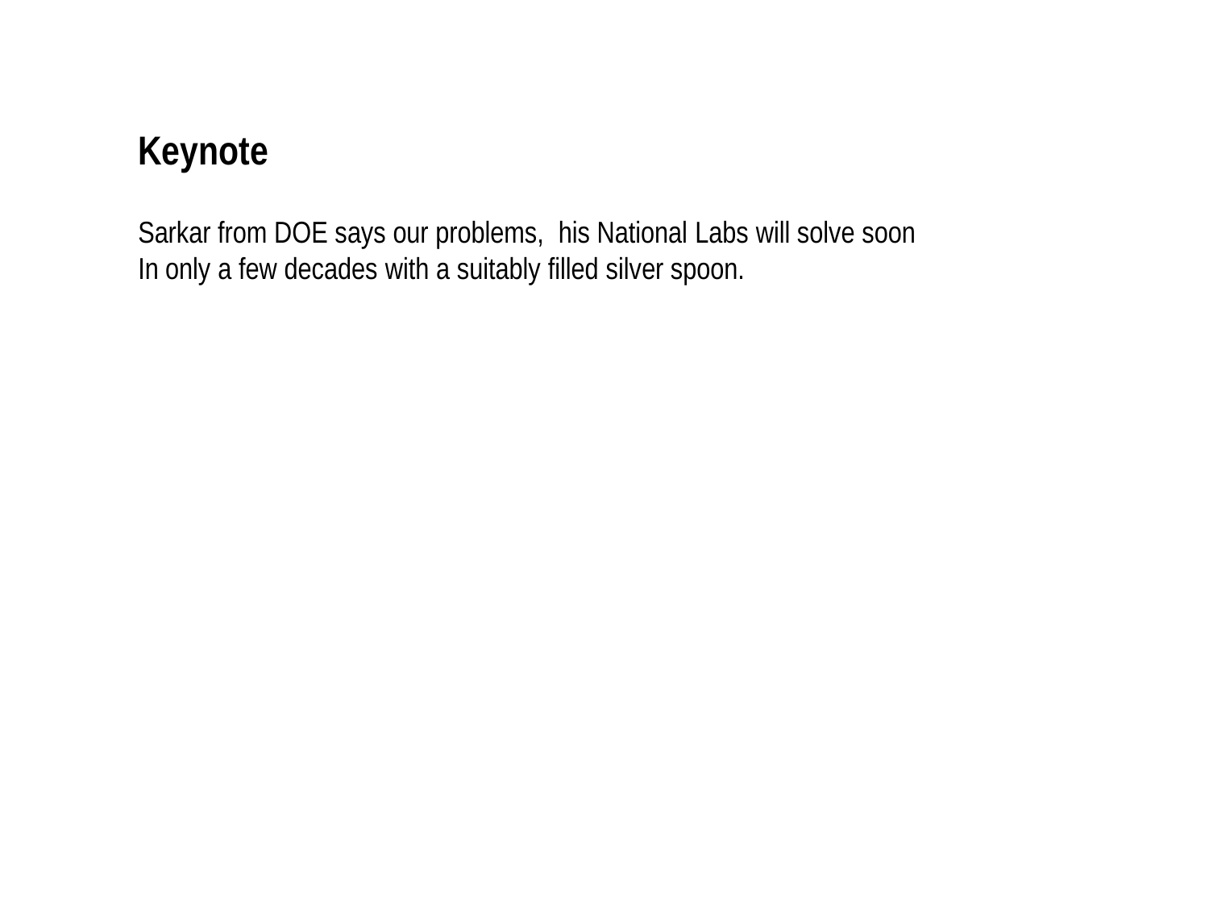## Keynote

Sarkar from DOE says our problems,  his National Labs will solve soon
In only a few decades with a suitably filled silver spoon.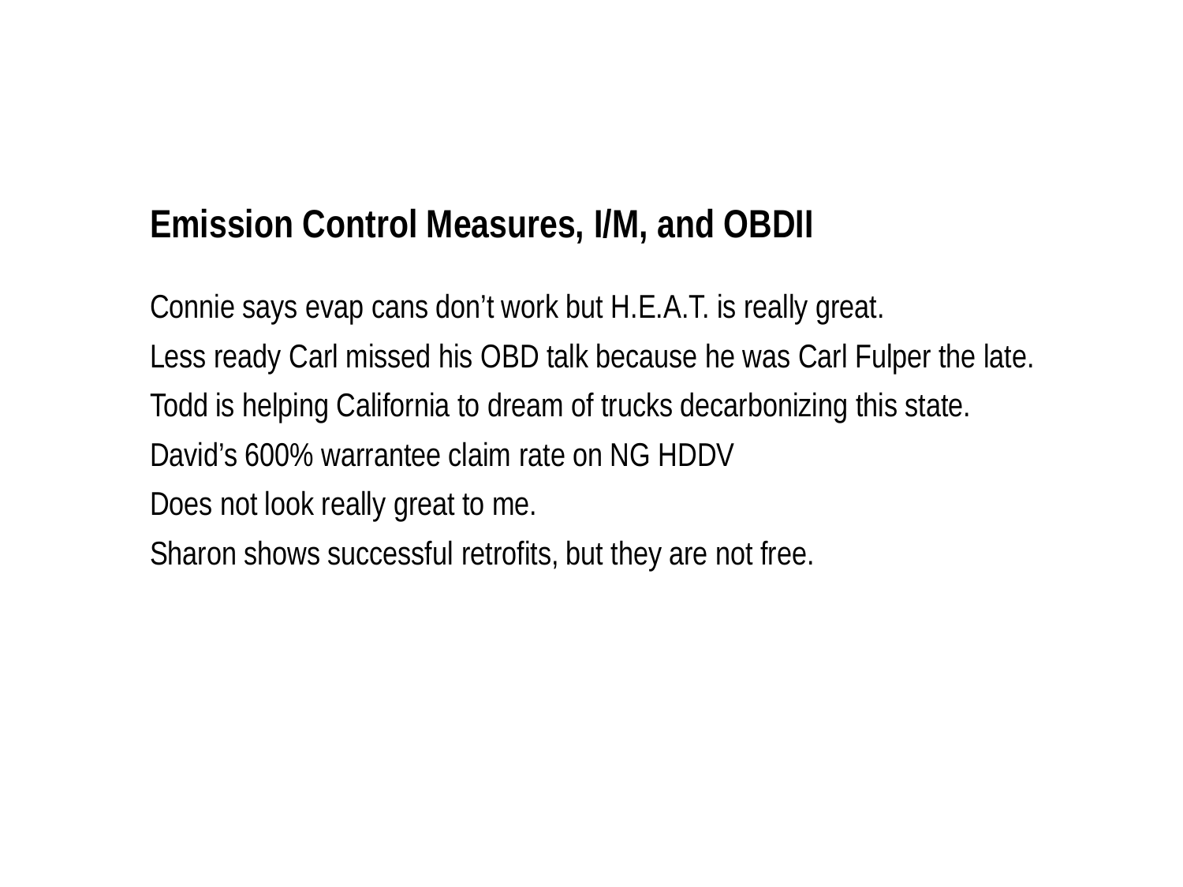## Emission Control Measures, I/M, and OBDII

Connie says evap cans don't work but H.E.A.T. is really great.

Less ready Carl missed his OBD talk because he was Carl Fulper the late.

Todd is helping California to dream of trucks decarbonizing this state.

David's 600% warrantee claim rate on NG HDDV

Does not look really great to me.

Sharon shows successful retrofits, but they are not free.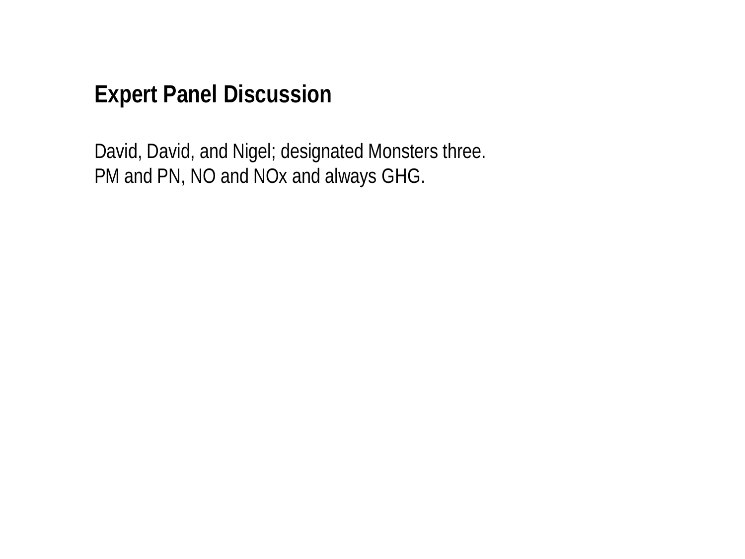# Expert Panel Discussion

David, David, and Nigel; designated Monsters three.
PM and PN, NO and NOx and always GHG.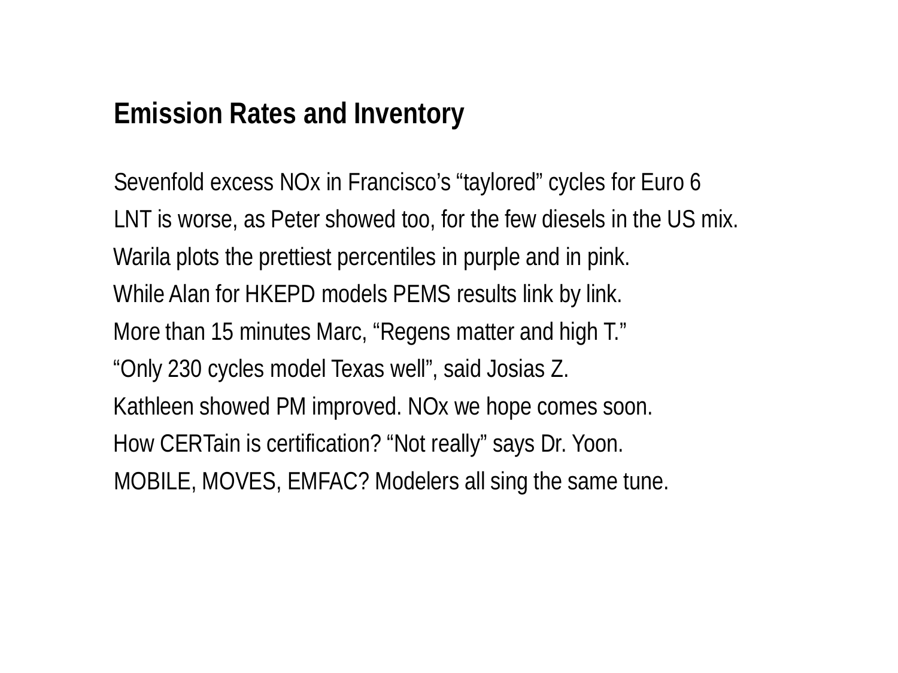## Emission Rates and Inventory

Sevenfold excess NOx in Francisco's "taylored" cycles for Euro 6
LNT is worse, as Peter showed too, for the few diesels in the US mix.
Warila plots the prettiest percentiles in purple and in pink.
While Alan for HKEPD models PEMS results link by link.
More than 15 minutes Marc, "Regens matter and high T."
"Only 230 cycles model Texas well", said Josias Z.
Kathleen showed PM improved. NOx we hope comes soon.
How CERTain is certification? "Not really" says Dr. Yoon.
MOBILE, MOVES, EMFAC? Modelers all sing the same tune.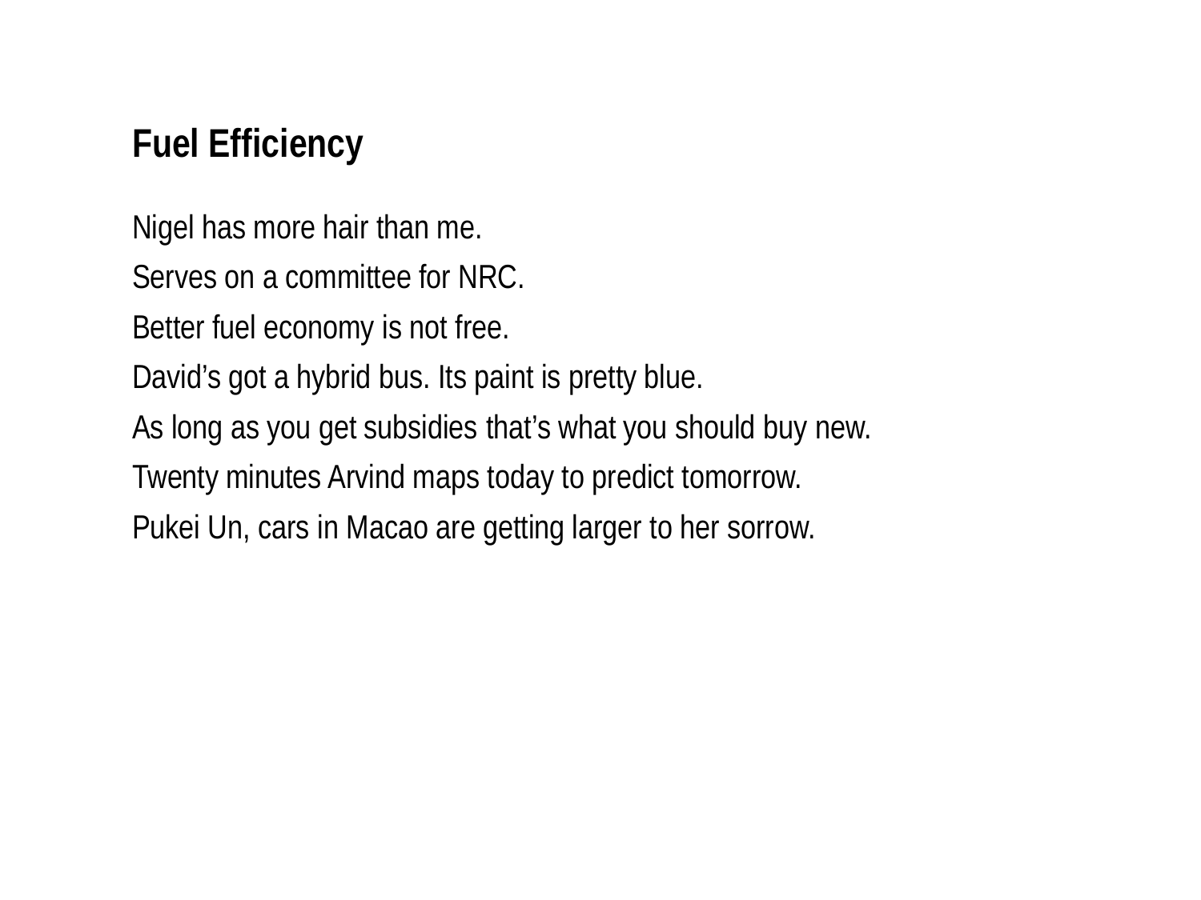# Fuel Efficiency

Nigel has more hair than me.

Serves on a committee for NRC.

Better fuel economy is not free.

David’s got a hybrid bus. Its paint is pretty blue.

As long as you get subsidies that’s what you should buy new.

Twenty minutes Arvind maps today to predict tomorrow.

Pukei Un, cars in Macao are getting larger to her sorrow.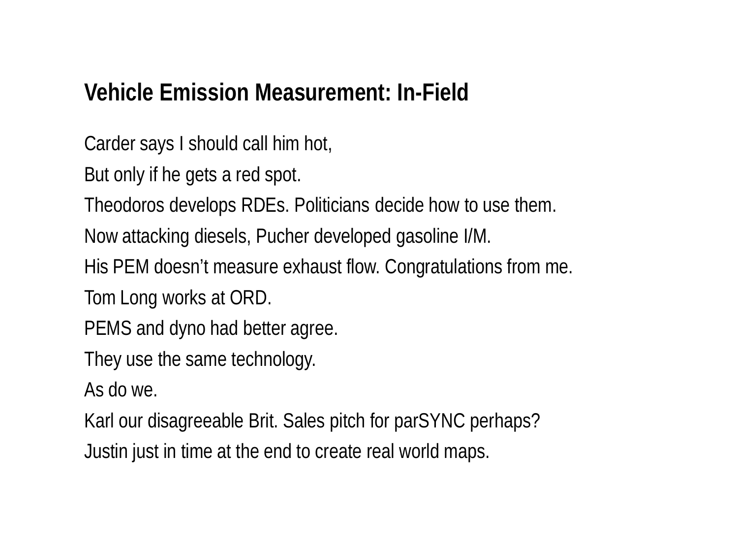## Vehicle Emission Measurement: In-Field

Carder says I should call him hot,

But only if he gets a red spot.

Theodoros develops RDEs. Politicians decide how to use them.

Now attacking diesels, Pucher developed gasoline I/M.

His PEM doesn’t measure exhaust flow. Congratulations from me.

Tom Long works at ORD.

PEMS and dyno had better agree.

They use the same technology.

As do we.

Karl our disagreeable Brit. Sales pitch for parSYNC perhaps?

Justin just in time at the end to create real world maps.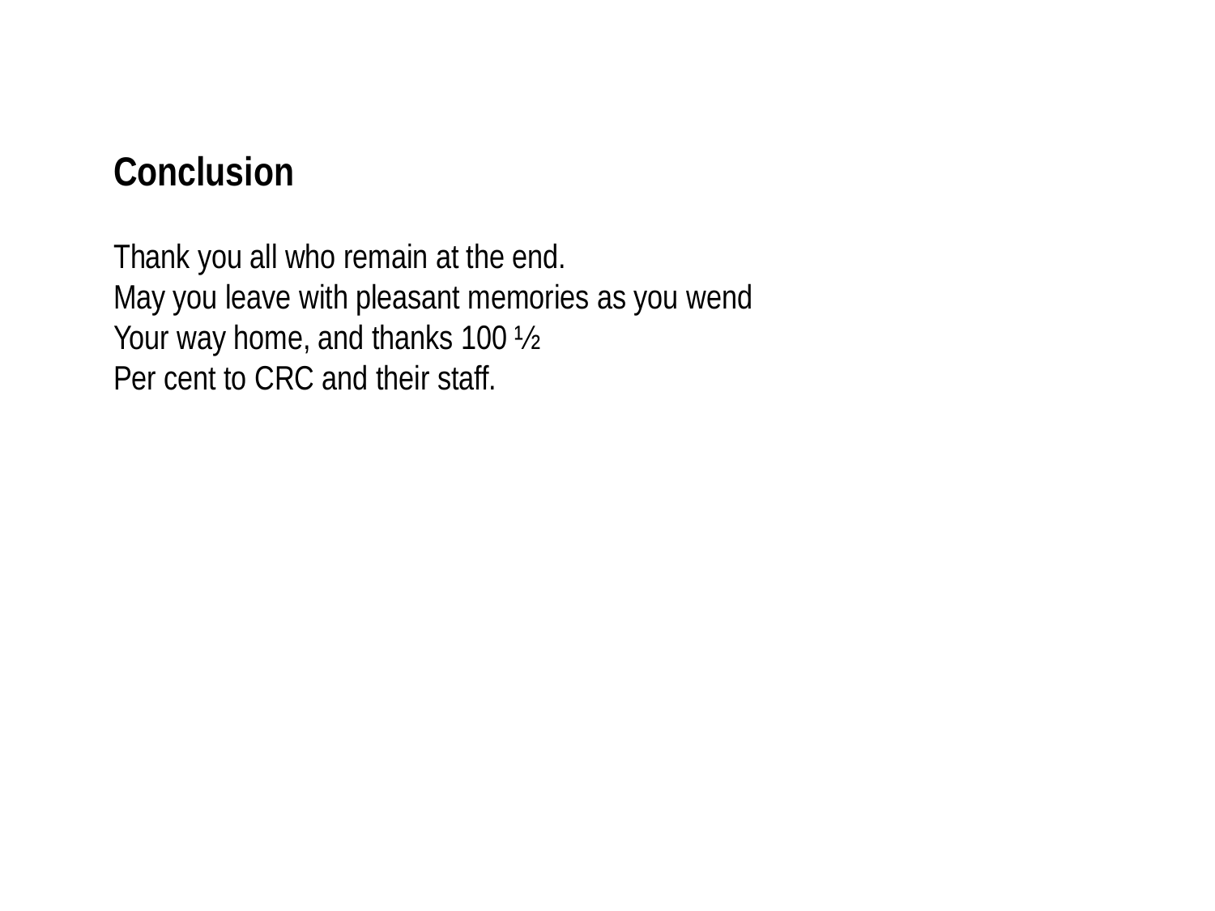## Conclusion

Thank you all who remain at the end.
May you leave with pleasant memories as you wend
Your way home, and thanks 100 ½
Per cent to CRC and their staff.